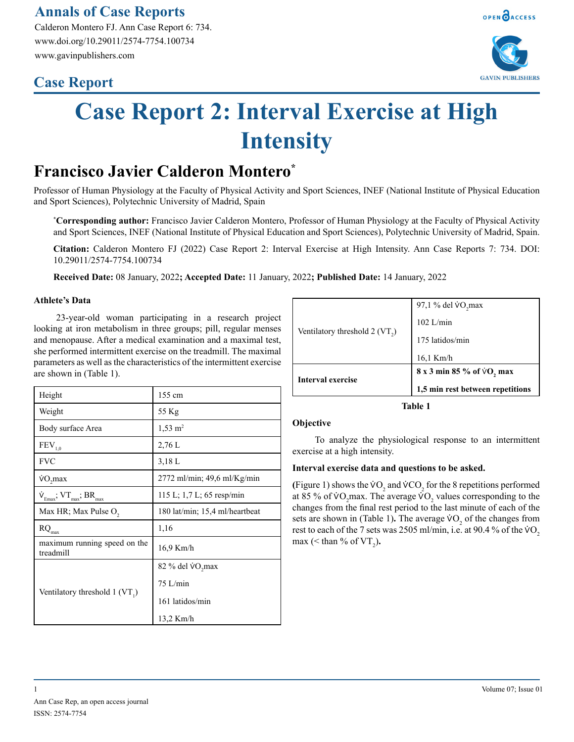# Case Report 2: Interval Exercise at High Intensity

## Francisco Javier Calderon Montero*

Professor of Human Physiology at the Faculty of Physical Activity and Sport Sciences, INEF (National Institute of Physical Education and Sport Sciences), Polytechnic University of Madrid, Spain

***Corresponding author:** Francisco Javier Calderon Montero, Professor of Human Physiology at the Faculty of Physical Activity and Sport Sciences, INEF (National Institute of Physical Education and Sport Sciences), Polytechnic University of Madrid, Spain.

**Citation:** Calderon Montero FJ (2022) Case Report 2: Interval Exercise at High Intensity. Ann Case Reports 7: 734. DOI: 10.29011/2574-7754.100734

**Received Date:** 08 January, 2022**; Accepted Date:** 11 January, 2022**; Published Date:** 14 January, 2022

### Athlete's Data

23-year-old woman participating in a research project looking at iron metabolism in three groups; pill, regular menses and menopause. After a medical examination and a maximal test, she performed intermittent exercise on the treadmill. The maximal parameters as well as the characteristics of the intermittent exercise are shown in (Table 1).

| | |
|---|---|
| Height | 155 cm |
| Weight | 55 Kg |
| Body surface Area | 1,53 $m^2$ |
| $FEV_{1,0}$ | 2,76 L |
| FVC | 3,18 L |
| $\dot{V}O_2max$ | 2772 ml/min; 49,6 ml/Kg/min |
| $\dot{V}_{Emax}$; $VT_{max}$; $BR_{max}$ | 115 L; 1,7 L; 65 resp/min |
| Max HR; Max Pulse $O_2$ | 180 lat/min; 15,4 ml/heartbeat |
| $RQ_{max}$ | 1,16 |
| maximum running speed on the treadmill | 16,9 Km/h |
| Ventilatory threshold 1 ($VT_1$) | 82 % del $\dot{V}O_2$max<br>75 L/min<br>161 latidos/min<br>13,2 Km/h |
| Ventilatory threshold 2 ($VT_2$) | 97,1 % del $\dot{V}O_2$max<br>102 L/min<br>175 latidos/min<br>16,1 Km/h |
| **Interval exercise** | **8 x 3 min 85 % of $\dot{V}O_2$ max**<br>**1,5 min rest between repetitions** |

**Table 1**

### Objective

To analyze the physiological response to an intermittent exercise at a high intensity.

### Interval exercise data and questions to be asked.

(Figure 1) shows the $\dot{V}O_2$ and $\dot{V}CO_2$ for the 8 repetitions performed at 85 % of $\dot{V}O_2$max. The average $\dot{V}O_2$ values corresponding to the changes from the final rest period to the last minute of each of the sets are shown in (Table 1**)**. The average $\dot{V}O_2$ of the changes from rest to each of the 7 sets was 2505 ml/min, i.e. at 90.4 % of the $\dot{V}O_2$ max (< than % of $VT_2$)**.**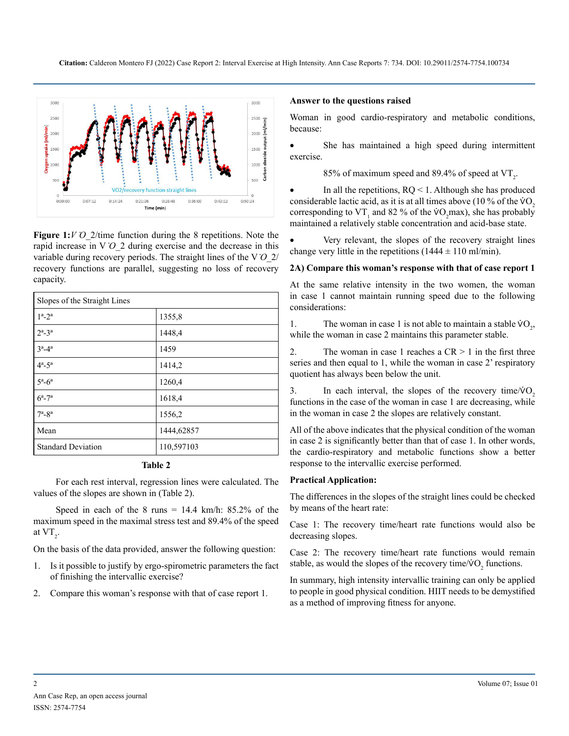3000

2500

2000

1500

1000

500

0

Oxygen uptake (ml/min)

Carbon dioxide output (ml/min)

VO2/recovery function straight lines

0:00:00 0:07:12 0:14:24 0:21:36 0:28:48 0:36:00 0:43:12 0:50:24

Time (min)

**Figure 1:** $\dot{V}O_2$/time function during the 8 repetitions. Note the rapid increase in $\dot{V}O_2$ during exercise and the decrease in this variable during recovery periods. The straight lines of the $\dot{V}O_2$/recovery functions are parallel, suggesting no loss of recovery capacity.

| Slopes of the Straight Lines | |
|---|---|
| 1ª-2ª | 1355,8 |
| 2ª-3ª | 1448,4 |
| 3ª-4ª | 1459 |
| 4ª-5ª | 1414,2 |
| 5ª-6ª | 1260,4 |
| 6ª-7ª | 1618,4 |
| 7ª-8ª | 1556,2 |
| Mean | 1444,62857 |
| Standard Deviation | 110,597103 |

**Table 2**

For each rest interval, regression lines were calculated. The values of the slopes are shown in (Table 2).

Speed in each of the 8 runs = 14.4 km/h: 85.2% of the maximum speed in the maximal stress test and 89.4% of the speed at $VT_2$.

On the basis of the data provided, answer the following question:

1. Is it possible to justify by ergo-spirometric parameters the fact of finishing the intervallic exercise?
2. Compare this woman's response with that of case report 1.

**Answer to the questions raised**

Woman in good cardio-respiratory and metabolic conditions, because:

- She has maintained a high speed during intermittent exercise.

  85% of maximum speed and 89.4% of speed at $VT_2$.

- In all the repetitions, RQ < 1. Although she has produced considerable lactic acid, as it is at all times above (10 % of the $\dot{V}O_2$ corresponding to $VT_1$ and 82 % of the $\dot{V}O_2$max), she has probably maintained a relatively stable concentration and acid-base state.

- Very relevant, the slopes of the recovery straight lines change very little in the repetitions (1444 ± 110 ml/min).

**2A) Compare this woman's response with that of case report 1**

At the same relative intensity in the two women, the woman in case 1 cannot maintain running speed due to the following considerations:

1. The woman in case 1 is not able to maintain a stable $\dot{V}O_2$, while the woman in case 2 maintains this parameter stable.
2. The woman in case 1 reaches a CR > 1 in the first three series and then equal to 1, while the woman in case 2' respiratory quotient has always been below the unit.
3. In each interval, the slopes of the recovery time/$\dot{V}O_2$ functions in the case of the woman in case 1 are decreasing, while in the woman in case 2 the slopes are relatively constant.

All of the above indicates that the physical condition of the woman in case 2 is significantly better than that of case 1. In other words, the cardio-respiratory and metabolic functions show a better response to the intervallic exercise performed.

**Practical Application:**

The differences in the slopes of the straight lines could be checked by means of the heart rate:

Case 1: The recovery time/heart rate functions would also be decreasing slopes.

Case 2: The recovery time/heart rate functions would remain stable, as would the slopes of the recovery time/$\dot{V}O_2$ functions.

In summary, high intensity intervallic training can only be applied to people in good physical condition. HIIT needs to be demystified as a method of improving fitness for anyone.